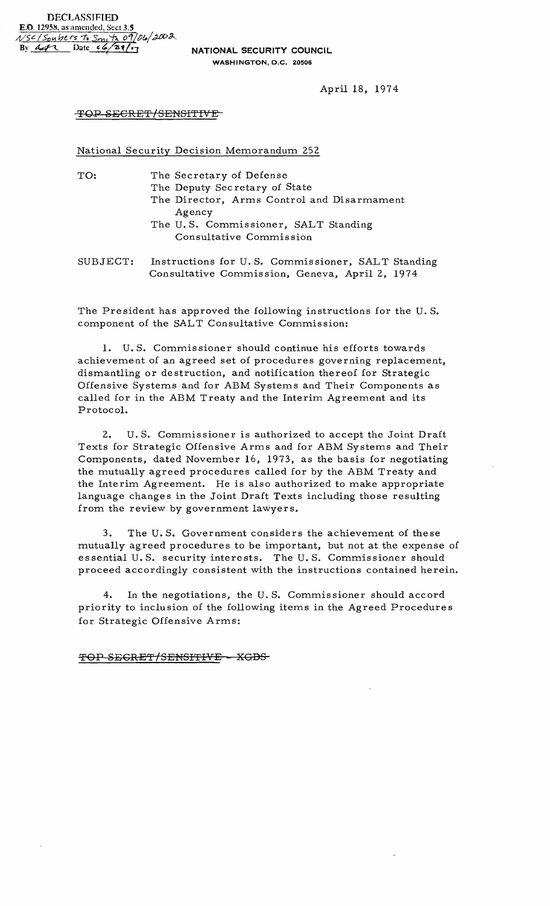DECLASSIFIED
E.O. 12958, as amended, Sect 3.5
NSC/Saubers to Smith 09/06/2002
By [initials] Date 06/28/07

**NATIONAL SECURITY COUNCIL**
WASHINGTON, D.C. 20506

April 18, 1974

~~TOP SECRET/SENSITIVE~~

National Security Decision Memorandum 252

TO: The Secretary of Defense
The Deputy Secretary of State
The Director, Arms Control and Disarmament Agency
The U.S. Commissioner, SALT Standing Consultative Commission

SUBJECT: Instructions for U.S. Commissioner, SALT Standing Consultative Commission, Geneva, April 2, 1974

The President has approved the following instructions for the U.S. component of the SALT Consultative Commission:

1. U.S. Commissioner should continue his efforts towards achievement of an agreed set of procedures governing replacement, dismantling or destruction, and notification thereof for Strategic Offensive Systems and for ABM Systems and Their Components as called for in the ABM Treaty and the Interim Agreement and its Protocol.

2. U.S. Commissioner is authorized to accept the Joint Draft Texts for Strategic Offensive Arms and for ABM Systems and Their Components, dated November 16, 1973, as the basis for negotiating the mutually agreed procedures called for by the ABM Treaty and the Interim Agreement. He is also authorized to make appropriate language changes in the Joint Draft Texts including those resulting from the review by government lawyers.

3. The U.S. Government considers the achievement of these mutually agreed procedures to be important, but not at the expense of essential U.S. security interests. The U.S. Commissioner should proceed accordingly consistent with the instructions contained herein.

4. In the negotiations, the U.S. Commissioner should accord priority to inclusion of the following items in the Agreed Procedures for Strategic Offensive Arms:

~~TOP SECRET/SENSITIVE - XGDS~~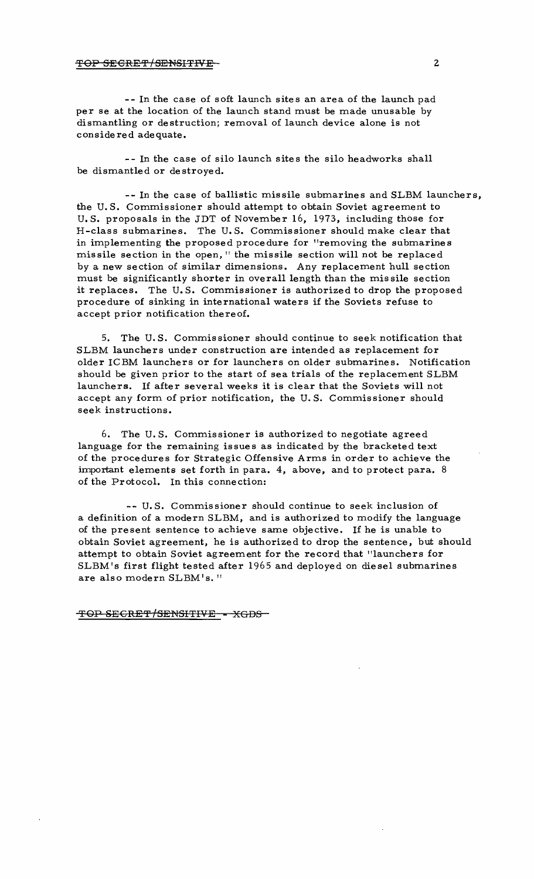-- In the case of soft launch sites an area of the launch pad per se at the location of the launch stand must be made unusable by dismantling or destruction; removal of launch device alone is not considered adequate.

-- In the case of silo launch sites the silo headworks shall be dismantled or destroyed.

-- In the case of ballistic missile submarines and SLBM launchers, the U.S. Commissioner should attempt to obtain Soviet agreement to U.S. proposals in the JDT of November 16, 1973, including those for H-class submarines. The U.S. Commissioner should make clear that in implementing the proposed procedure for "removing the submarines missile section in the open," the missile section will not be replaced by a new section of similar dimensions. Any replacement hull section must be significantly shorter in overall length than the missile section it replaces. The U.S. Commissioner is authorized to drop the proposed procedure of sinking in international waters if the Soviets refuse to accept prior notification thereof.

5. The U.S. Commissioner should continue to seek notification that SLBM launchers under construction are intended as replacement for older ICBM launchers or for launchers on older submarines. Notification should be given prior to the start of sea trials of the replacement SLBM launchers. If after several weeks it is clear that the Soviets will not accept any form of prior notification, the U.S. Commissioner should seek instructions.

6. The U.S. Commissioner is authorized to negotiate agreed language for the remaining issues as indicated by the bracketed text of the procedures for Strategic Offensive Arms in order to achieve the important elements set forth in para. 4, above, and to protect para. 8 of the Protocol. In this connection:

-- U.S. Commissioner should continue to seek inclusion of a definition of a modern SLBM, and is authorized to modify the language of the present sentence to achieve same objective. If he is unable to obtain Soviet agreement, he is authorized to drop the sentence, but should attempt to obtain Soviet agreement for the record that "launchers for SLBM's first flight tested after 1965 and deployed on diesel submarines are also modern SLBM's."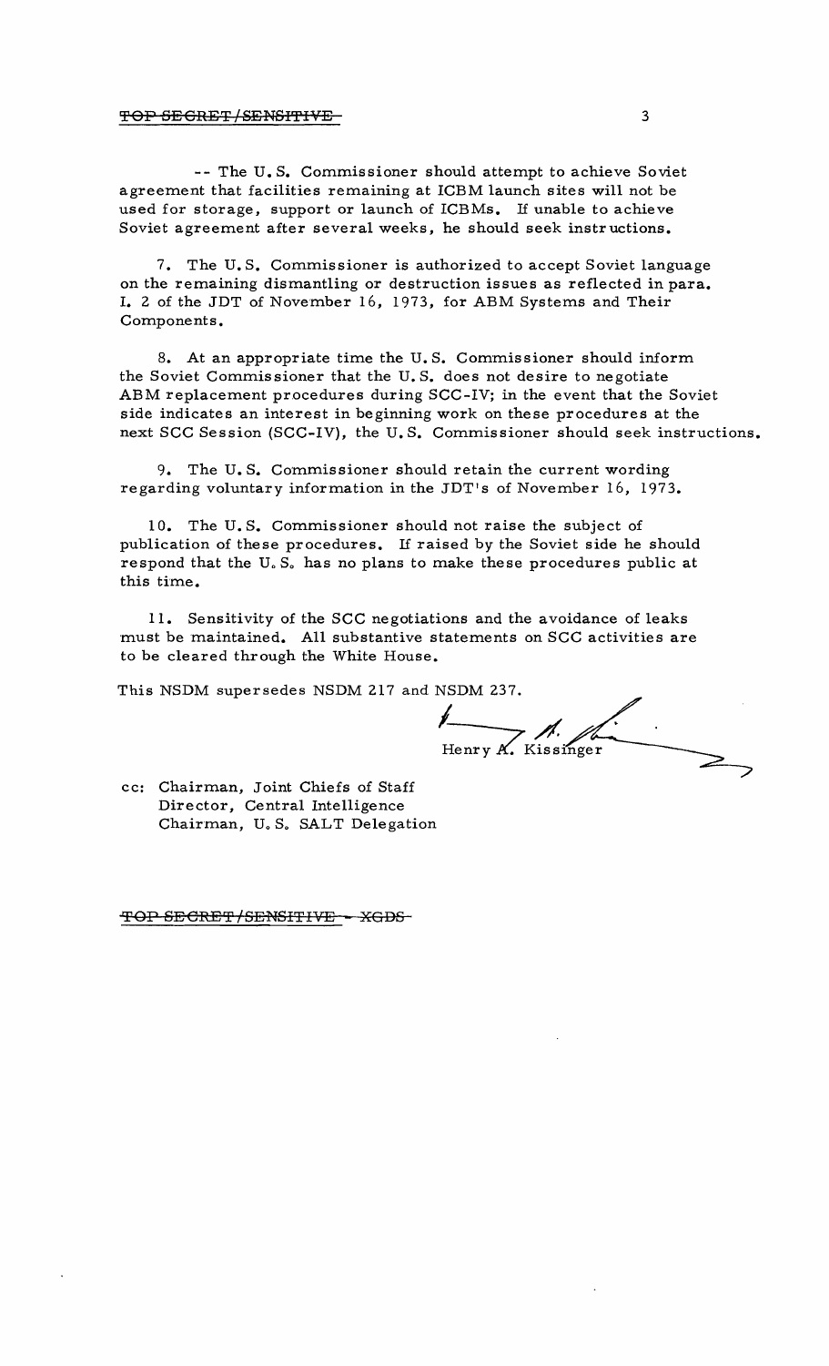-- The U.S. Commissioner should attempt to achieve Soviet agreement that facilities remaining at ICBM launch sites will not be used for storage, support or launch of ICBMs. If unable to achieve Soviet agreement after several weeks, he should seek instructions.

7. The U.S. Commissioner is authorized to accept Soviet language on the remaining dismantling or destruction issues as reflected in para. I. 2 of the JDT of November 16, 1973, for ABM Systems and Their Components.

8. At an appropriate time the U.S. Commissioner should inform the Soviet Commissioner that the U.S. does not desire to negotiate ABM replacement procedures during SCC-IV; in the event that the Soviet side indicates an interest in beginning work on these procedures at the next SCC Session (SCC-IV), the U.S. Commissioner should seek instructions.

9. The U.S. Commissioner should retain the current wording regarding voluntary information in the JDT's of November 16, 1973.

10. The U.S. Commissioner should not raise the subject of publication of these procedures. If raised by the Soviet side he should respond that the U.S. has no plans to make these procedures public at this time.

11. Sensitivity of the SCC negotiations and the avoidance of leaks must be maintained. All substantive statements on SCC activities are to be cleared through the White House.

This NSDM supersedes NSDM 217 and NSDM 237.

Henry A. Kissinger

cc: Chairman, Joint Chiefs of Staff
Director, Central Intelligence
Chairman, U.S. SALT Delegation

~~TOP SECRET/SENSITIVE - XGDS~~